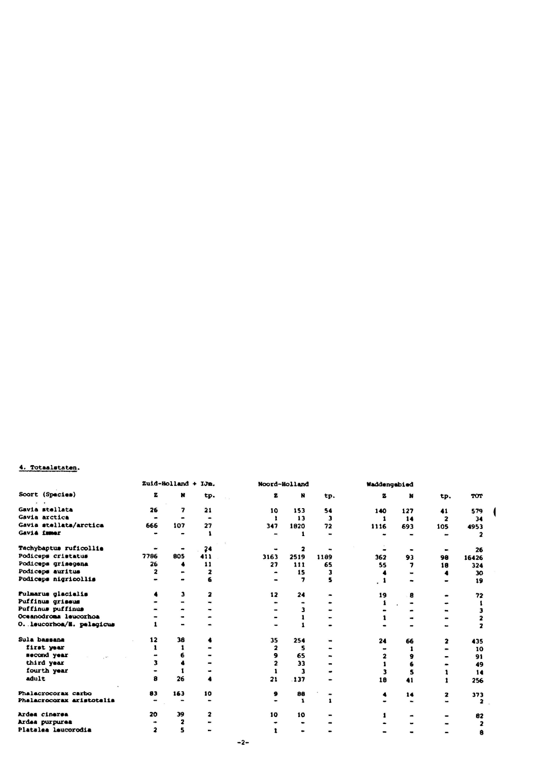## 4. Totaalstaten.

| Soort (Species) | Zuid-Holland + IJm. Z | N | tp. | Noord-Holland Z | N | tp. | Waddengebied Z | N | tp. | TOT |
|---|---|---|---|---|---|---|---|---|---|---|
| Gavia stellata | 26 | 7 | 21 | 10 | 153 | 54 | 140 | 127 | 41 | 579 |
| Gavia arctica | - | - | - | 1 | 13 | 3 | 1 | 14 | 2 | 34 |
| Gavia stellata/arctica | 666 | 107 | 27 | 347 | 1820 | 72 | 1116 | 693 | 105 | 4953 |
| Gavia immer | - | - | 1 | - | 1 | - | - | - | - | 2 |
| Tachybaptus ruficollis | - | - | 24 | - | 2 | - | - | - | - | 26 |
| Podiceps cristatus | 7786 | 805 | 411 | 3163 | 2519 | 1189 | 362 | 93 | 98 | 16426 |
| Podiceps grisegena | 26 | 4 | 11 | 27 | 111 | 65 | 55 | 7 | 18 | 324 |
| Podiceps auritus | 2 | - | 2 | - | 15 | 3 | 4 | - | 4 | 30 |
| Podiceps nigricollis | - | - | 6 | - | 7 | 5 | 1 | - | - | 19 |
| Fulmarus glacialis | 4 | 3 | 2 | 12 | 24 | - | 19 | 8 | - | 72 |
| Puffinus griseus | - | - | - | - | - | - | 1 | - | - | 1 |
| Puffinus puffinus | - | - | - | - | 3 | - | - | - | - | 3 |
| Oceanodroma leucorhoa | - | - | - | - | 1 | - | 1 | - | - | 2 |
| O. leucorhoa/H. pelagicus | 1 | - | - | - | 1 | - | - | - | - | 2 |
| Sula bassana | 12 | 38 | 4 | 35 | 254 | - | 24 | 66 | 2 | 435 |
| first year | 1 | 1 | - | 2 | 5 | - | - | 1 | - | 10 |
| second year | - | 6 | - | 9 | 65 | - | 2 | 9 | - | 91 |
| third year | 3 | 4 | - | 2 | 33 | - | 1 | 6 | - | 49 |
| fourth year | - | 1 | - | 1 | 3 | - | 3 | 5 | 1 | 14 |
| adult | 8 | 26 | 4 | 21 | 137 | - | 18 | 41 | 1 | 256 |
| Phalacrocorax carbo | 83 | 163 | 10 | 9 | 88 | - | 4 | 14 | 2 | 373 |
| Phalacrocorax aristotelis | - | - | - | - | 1 | 1 | - | - | - | 2 |
| Ardea cinerea | 20 | 39 | 2 | 10 | 10 | - | 1 | - | - | 82 |
| Ardea purpurea | - | 2 | - | - | - | - | - | - | - | 2 |
| Platalea leucorodia | 2 | 5 | - | 1 | - | - | - | - | - | 8 |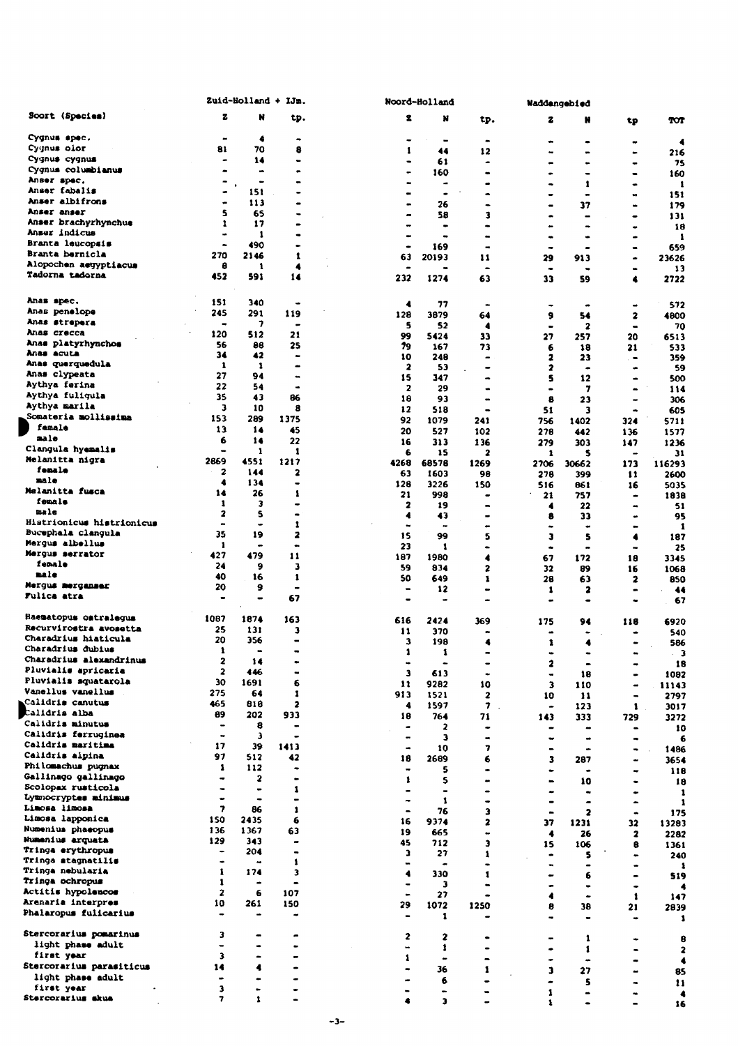| Soort (Species) | Zuid-Holland + IJm. Z | N | tp. | Noord-Holland Z | N | tp. | Waddengebied Z | N | tp | TOT |
|---|---|---|---|---|---|---|---|---|---|---|
| Cygnus spec. | - | 4 | - | - | - | - | - | - | - | 4 |
| Cygnus olor | 81 | 70 | 8 | 1 | 44 | 12 | - | - | - | 216 |
| Cygnus cygnus | - | 14 | - | - | 61 | - | - | - | - | 75 |
| Cygnus columbianus | - | - | - | - | 160 | - | - | - | - | 160 |
| Anser spec. | - | - | - | - | - | - | - | 1 | - | 1 |
| Anser fabalis | - | 151 | - | - | - | - | - | - | - | 151 |
| Anser albifrons | - | 113 | - | - | 26 | - | - | 37 | - | 179 |
| Anser anser | 5 | 65 | - | - | 58 | 3 | - | - | - | 131 |
| Anser brachyrhynchus | 1 | 17 | - | - | - | - | - | - | - | 18 |
| Anser indicus | - | 1 | - | - | - | - | - | - | - | 1 |
| Branta leucopsis | - | 490 | - | - | 169 | - | - | - | - | 659 |
| Branta bernicla | 270 | 2146 | 1 | 63 | 20193 | 11 | 29 | 913 | - | 23626 |
| Alopochen aegyptiacus | 8 | 1 | 4 | - | - | - | - | - | - | 13 |
| Tadorna tadorna | 452 | 591 | 14 | 232 | 1274 | 63 | 33 | 59 | 4 | 2722 |
| Anas spec. | 151 | 340 | - | 4 | 77 | - | - | - | - | 572 |
| Anas penelope | 245 | 291 | 119 | 128 | 3879 | 64 | 9 | 54 | 2 | 4800 |
| Anas strepera | - | 7 | - | 5 | 52 | 4 | - | 2 | - | 70 |
| Anas crecca | 120 | 512 | 21 | 99 | 5424 | 33 | 27 | 257 | 20 | 6513 |
| Anas platyrhynchos | 56 | 88 | 25 | 79 | 167 | 73 | 6 | 18 | 21 | 533 |
| Anas acuta | 34 | 42 | - | 10 | 248 | - | 2 | 23 | - | 359 |
| Anas querquedula | 1 | 1 | - | 2 | 53 | - | 2 | - | - | 59 |
| Anas clypeata | 27 | 94 | - | 15 | 347 | - | 5 | 12 | - | 500 |
| Aythya ferina | 22 | 54 | - | 2 | 29 | - | - | 7 | - | 114 |
| Aythya fuligula | 35 | 43 | 86 | 18 | 93 | - | 8 | 23 | - | 306 |
| Aythya marila | 3 | 10 | 8 | 12 | 518 | - | 51 | 3 | - | 605 |
| Somateria mollissima | 153 | 289 | 1375 | 92 | 1079 | 241 | 756 | 1402 | 324 | 5711 |
| female | 13 | 14 | 45 | 20 | 527 | 102 | 278 | 442 | 136 | 1577 |
| male | 6 | 14 | 22 | 16 | 313 | 136 | 279 | 303 | 147 | 1236 |
| Clangula hyemalis | - | 1 | 1 | 6 | 15 | 2 | 1 | 5 | - | 31 |
| Melanitta nigra | 2869 | 4551 | 1217 | 4268 | 68578 | 1269 | 2706 | 30662 | 173 | 116293 |
| female | 2 | 144 | 2 | 63 | 1603 | 98 | 278 | 399 | 11 | 2600 |
| male | 4 | 134 | - | 128 | 3226 | 150 | 516 | 861 | 16 | 5035 |
| Melanitta fusca | 14 | 26 | 1 | 21 | 998 | - | 21 | 757 | - | 1838 |
| female | 1 | 3 | - | 2 | 19 | - | 4 | 22 | - | 51 |
| male | 2 | 5 | - | 4 | 43 | - | 8 | 33 | - | 95 |
| Histrionicus histrionicus | - | - | 1 | - | - | - | - | - | - | 1 |
| Bucephala clangula | 35 | 19 | 2 | 15 | 99 | 5 | 3 | 5 | 4 | 187 |
| Mergus albellus | 1 | - | - | 23 | 1 | - | - | - | - | 25 |
| Mergus serrator | 427 | 479 | 11 | 187 | 1980 | 4 | 67 | 172 | 18 | 3345 |
| female | 24 | 9 | 3 | 59 | 834 | 2 | 32 | 89 | 16 | 1068 |
| male | 40 | 16 | 1 | 50 | 649 | 1 | 28 | 63 | 2 | 850 |
| Mergus merganser | 20 | 9 | - | - | 12 | - | 1 | 2 | - | 44 |
| Fulica atra | - | - | 67 | - | - | - | - | - | - | 67 |
| Haematopus ostralegus | 1087 | 1874 | 163 | 616 | 2424 | 369 | 175 | 94 | 118 | 6920 |
| Recurvirostra avosetta | 25 | 131 | 3 | 11 | 370 | - | - | - | - | 540 |
| Charadrius hiaticula | 20 | 356 | - | 3 | 198 | 4 | 1 | 4 | - | 586 |
| Charadrius dubius | 1 | - | - | 1 | 1 | - | - | - | - | 3 |
| Charadrius alexandrinus | 2 | 14 | - | - | - | - | 2 | - | - | 18 |
| Pluvialis apricaria | 2 | 446 | - | 3 | 613 | - | - | 18 | - | 1082 |
| Pluvialis squatarola | 30 | 1691 | 6 | 11 | 9282 | 10 | 3 | 110 | - | 11143 |
| Vanellus vanellus | 275 | 64 | 1 | 913 | 1521 | 2 | 10 | 11 | - | 2797 |
| Calidris canutus | 465 | 818 | 2 | 4 | 1597 | 7 | - | 123 | 1 | 3017 |
| Calidris alba | 89 | 202 | 933 | 18 | 764 | 71 | 143 | 333 | 729 | 3272 |
| Calidris minutus | - | 8 | - | - | 2 | - | - | - | - | 10 |
| Calidris ferruginea | - | 3 | - | - | 3 | - | - | - | - | 6 |
| Calidris maritima | 17 | 39 | 1413 | - | 10 | 7 | - | - | - | 1486 |
| Calidris alpina | 97 | 512 | 42 | 18 | 2689 | 6 | 3 | 287 | - | 3654 |
| Philomachus pugnax | 1 | 112 | - | - | 5 | - | - | - | - | 118 |
| Gallinago gallinago | - | 2 | - | 1 | 5 | - | - | 10 | - | 18 |
| Scolopax rusticola | - | - | 1 | - | - | - | - | - | - | 1 |
| Lymnocryptes minimus | - | - | - | - | 1 | - | - | - | - | 1 |
| Limosa limosa | 7 | 86 | 1 | - | 76 | 3 | - | 2 | - | 175 |
| Limosa lapponica | 150 | 2435 | 6 | 16 | 9374 | 2 | 37 | 1231 | 32 | 13283 |
| Numenius phaeopus | 136 | 1367 | 63 | 19 | 665 | - | 4 | 26 | 2 | 2282 |
| Numenius arquata | 129 | 343 | - | 45 | 712 | 3 | 15 | 106 | 8 | 1361 |
| Tringa erythropus | - | 204 | - | 3 | 27 | 1 | - | 5 | - | 240 |
| Tringa stagnatilis | - | - | 1 | - | - | - | - | - | - | 1 |
| Tringa nebularia | 1 | 174 | 3 | 4 | 330 | 1 | - | 6 | - | 519 |
| Tringa ochropus | 1 | - | - | - | 3 | - | - | - | - | 4 |
| Actitis hypoleucos | 2 | 6 | 107 | - | 27 | - | 4 | - | 1 | 147 |
| Arenaria interpres | 10 | 261 | 150 | 29 | 1072 | 1250 | 8 | 38 | 21 | 2839 |
| Phalaropus fulicarius | - | - | - | - | 1 | - | - | - | - | 1 |
| Stercorarius pomarinus | 3 | - | - | 2 | 2 | - | - | 1 | - | 8 |
| light phase adult | - | - | - | - | 1 | - | - | 1 | - | 2 |
| first year | 3 | - | - | 1 | - | - | - | - | - | 4 |
| Stercorarius parasiticus | 14 | 4 | - | - | 36 | 1 | 3 | 27 | - | 85 |
| light phase adult | - | - | - | - | 6 | - | - | 5 | - | 11 |
| first year | 3 | - | - | - | - | - | 1 | - | - | 4 |
| Stercorarius skua | 7 | 1 | - | 4 | 3 | - | 1 | - | - | 16 |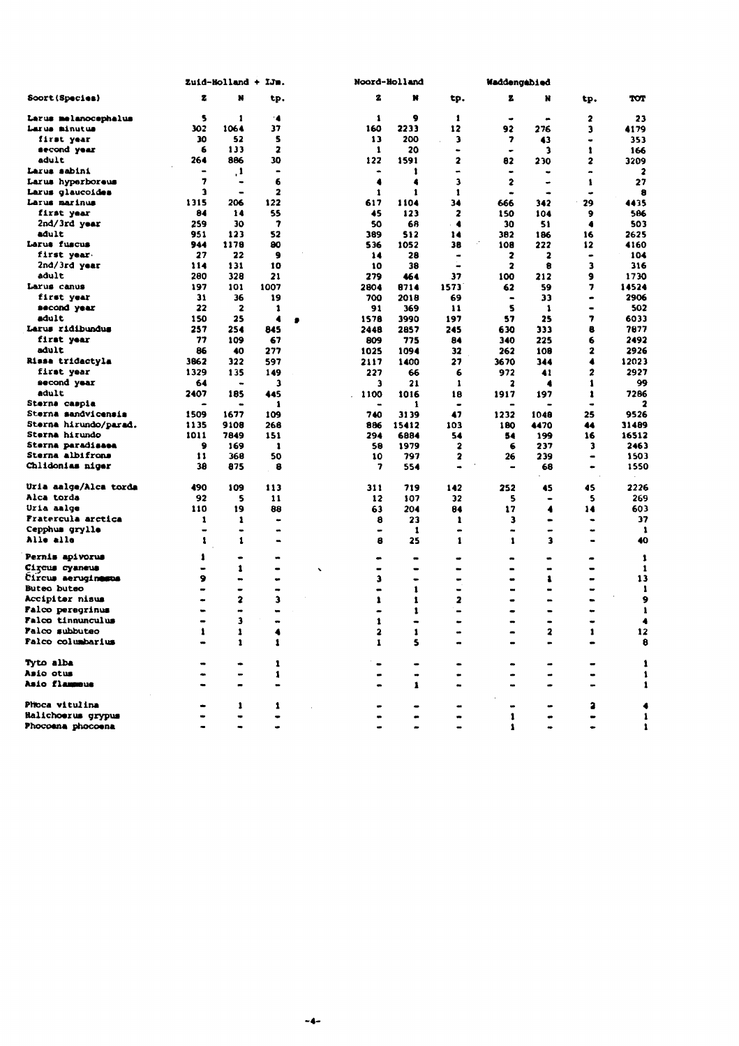| Soort (Species) | Zuid-Holland + IJm. Z | N | tp. | Noord-Holland Z | N | tp. | Waddengebied Z | N | tp. | TOT |
|---|---|---|---|---|---|---|---|---|---|---|
| Larus melanocephalus | 5 | 1 | 4 | 1 | 9 | 1 | - | - | 2 | 23 |
| Larus minutus | 302 | 1064 | 37 | 160 | 2233 | 12 | 92 | 276 | 3 | 4179 |
| first year | 30 | 52 | 5 | 13 | 200 | 3 | 7 | 43 | - | 353 |
| second year | 6 | 133 | 2 | 1 | 20 | - | - | 3 | 1 | 166 |
| adult | 264 | 886 | 30 | 122 | 1591 | 2 | 82 | 230 | 2 | 3209 |
| Larus sabini | - | 1 | - | - | 1 | - | - | - | - | 2 |
| Larus hyperboreus | 7 | - | 6 | 4 | 4 | 3 | 2 | - | 1 | 27 |
| Larus glaucoides | 3 | - | 2 | 1 | 1 | 1 | - | - | - | 8 |
| Larus marinus | 1315 | 206 | 122 | 617 | 1104 | 34 | 666 | 342 | 29 | 4435 |
| first year | 84 | 14 | 55 | 45 | 123 | 2 | 150 | 104 | 9 | 586 |
| 2nd/3rd year | 259 | 30 | 7 | 50 | 68 | 4 | 30 | 51 | 4 | 503 |
| adult | 951 | 123 | 52 | 389 | 512 | 14 | 382 | 186 | 16 | 2625 |
| Larus fuscus | 944 | 1178 | 80 | 536 | 1052 | 38 | 108 | 222 | 12 | 4160 |
| first year | 27 | 22 | 9 | 14 | 28 | - | 2 | 2 | - | 104 |
| 2nd/3rd year | 114 | 131 | 10 | 10 | 38 | - | 2 | 8 | 3 | 316 |
| adult | 280 | 328 | 21 | 279 | 464 | 37 | 100 | 212 | 9 | 1730 |
| Larus canus | 197 | 101 | 1007 | 2804 | 8714 | 1573 | 62 | 59 | 7 | 14524 |
| first year | 31 | 36 | 19 | 700 | 2018 | 69 | - | 33 | - | 2906 |
| second year | 22 | 2 | 1 | 91 | 369 | 11 | 5 | 1 | - | 502 |
| adult | 150 | 25 | 4 | 1578 | 3990 | 197 | 57 | 25 | 7 | 6033 |
| Larus ridibundus | 257 | 254 | 845 | 2448 | 2857 | 245 | 630 | 333 | 8 | 7877 |
| first year | 77 | 109 | 67 | 809 | 775 | 84 | 340 | 225 | 6 | 2492 |
| adult | 86 | 40 | 277 | 1025 | 1094 | 32 | 262 | 108 | 2 | 2926 |
| Rissa tridactyla | 3862 | 322 | 597 | 2117 | 1400 | 27 | 3670 | 344 | 4 | 12023 |
| first year | 1329 | 135 | 149 | 227 | 66 | 6 | 972 | 41 | 2 | 2927 |
| second year | 64 | - | 3 | 3 | 21 | 1 | 2 | 4 | 1 | 99 |
| adult | 2407 | 185 | 445 | 1100 | 1016 | 18 | 1917 | 197 | 1 | 7286 |
| Sterna caspia | - | - | 1 | - | 1 | - | - | - | - | 2 |
| Sterna sandvicensis | 1509 | 1677 | 109 | 740 | 3139 | 47 | 1232 | 1048 | 25 | 9526 |
| Sterna hirundo/parad. | 1135 | 9108 | 268 | 886 | 15412 | 103 | 180 | 4470 | 44 | 31489 |
| Sterna hirundo | 1011 | 7849 | 151 | 294 | 6884 | 54 | 54 | 199 | 16 | 16512 |
| Sterna paradisaea | 9 | 169 | 1 | 58 | 1979 | 2 | 6 | 237 | 3 | 2463 |
| Sterna albifrons | 11 | 368 | 50 | 10 | 797 | 2 | 26 | 239 | - | 1503 |
| Chlidonias niger | 38 | 875 | 8 | 7 | 554 | - | - | 68 | - | 1550 |
| Uria aalge/Alca torda | 490 | 109 | 113 | 311 | 719 | 142 | 252 | 45 | 45 | 2226 |
| Alca torda | 92 | 5 | 11 | 12 | 107 | 32 | 5 | - | 5 | 269 |
| Uria aalge | 110 | 19 | 88 | 63 | 204 | 84 | 17 | 4 | 14 | 603 |
| Fratercula arctica | 1 | 1 | - | 8 | 23 | 1 | 3 | - | - | 37 |
| Cepphus grylle | - | - | - | - | 1 | - | - | - | - | 1 |
| Alle alle | 1 | 1 | - | 8 | 25 | 1 | 1 | 3 | - | 40 |
| Pernis apivorus | 1 | - | - | - | - | - | - | - | - | 1 |
| Circus cyaneus | - | 1 | - | - | - | - | - | - | - | 1 |
| Circus aeruginosus | 9 | - | - | 3 | - | - | - | 1 | - | 13 |
| Buteo buteo | - | - | - | - | 1 | - | - | - | - | 1 |
| Accipiter nisus | - | 2 | 3 | 1 | 1 | 2 | - | - | - | 9 |
| Falco peregrinus | - | - | - | - | 1 | - | - | - | - | 1 |
| Falco tinnunculus | - | 3 | - | 1 | - | - | - | - | - | 4 |
| Falco subbuteo | 1 | 1 | 4 | 2 | 1 | - | - | 2 | 1 | 12 |
| Falco columbarius | - | 1 | 1 | 1 | 5 | - | - | - | - | 8 |
| Tyto alba | - | - | 1 | - | - | - | - | - | - | 1 |
| Asio otus | - | - | 1 | - | - | - | - | - | - | 1 |
| Asio flammeus | - | - | - | - | 1 | - | - | - | - | 1 |
| Phoca vitulina | - | 1 | 1 | - | - | - | - | - | 2 | 4 |
| Halichoerus grypus | - | - | - | - | - | - | 1 | - | - | 1 |
| Phocoena phocoena | - | - | - | - | - | - | 1 | - | - | 1 |